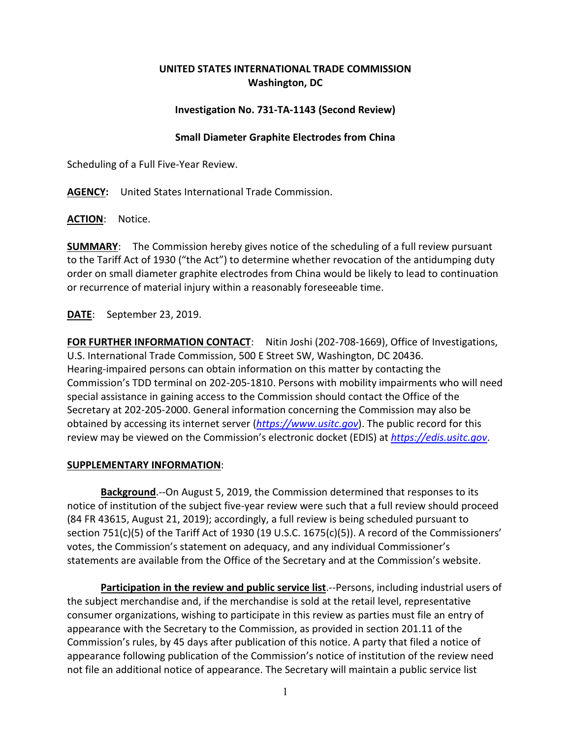**UNITED STATES INTERNATIONAL TRADE COMMISSION**
**Washington, DC**

**Investigation No. 731-TA-1143 (Second Review)**

**Small Diameter Graphite Electrodes from China**

Scheduling of a Full Five-Year Review.

**AGENCY:** United States International Trade Commission.

**ACTION**: Notice.

**SUMMARY**: The Commission hereby gives notice of the scheduling of a full review pursuant to the Tariff Act of 1930 ("the Act") to determine whether revocation of the antidumping duty order on small diameter graphite electrodes from China would be likely to lead to continuation or recurrence of material injury within a reasonably foreseeable time.

**DATE**: September 23, 2019.

**FOR FURTHER INFORMATION CONTACT**: Nitin Joshi (202-708-1669), Office of Investigations, U.S. International Trade Commission, 500 E Street SW, Washington, DC 20436. Hearing-impaired persons can obtain information on this matter by contacting the Commission's TDD terminal on 202-205-1810. Persons with mobility impairments who will need special assistance in gaining access to the Commission should contact the Office of the Secretary at 202-205-2000. General information concerning the Commission may also be obtained by accessing its internet server (*https://www.usitc.gov*). The public record for this review may be viewed on the Commission's electronic docket (EDIS) at *https://edis.usitc.gov*.

**SUPPLEMENTARY INFORMATION**:

**Background**.--On August 5, 2019, the Commission determined that responses to its notice of institution of the subject five-year review were such that a full review should proceed (84 FR 43615, August 21, 2019); accordingly, a full review is being scheduled pursuant to section 751(c)(5) of the Tariff Act of 1930 (19 U.S.C. 1675(c)(5)). A record of the Commissioners' votes, the Commission's statement on adequacy, and any individual Commissioner's statements are available from the Office of the Secretary and at the Commission's website.

**Participation in the review and public service list**.--Persons, including industrial users of the subject merchandise and, if the merchandise is sold at the retail level, representative consumer organizations, wishing to participate in this review as parties must file an entry of appearance with the Secretary to the Commission, as provided in section 201.11 of the Commission's rules, by 45 days after publication of this notice. A party that filed a notice of appearance following publication of the Commission's notice of institution of the review need not file an additional notice of appearance. The Secretary will maintain a public service list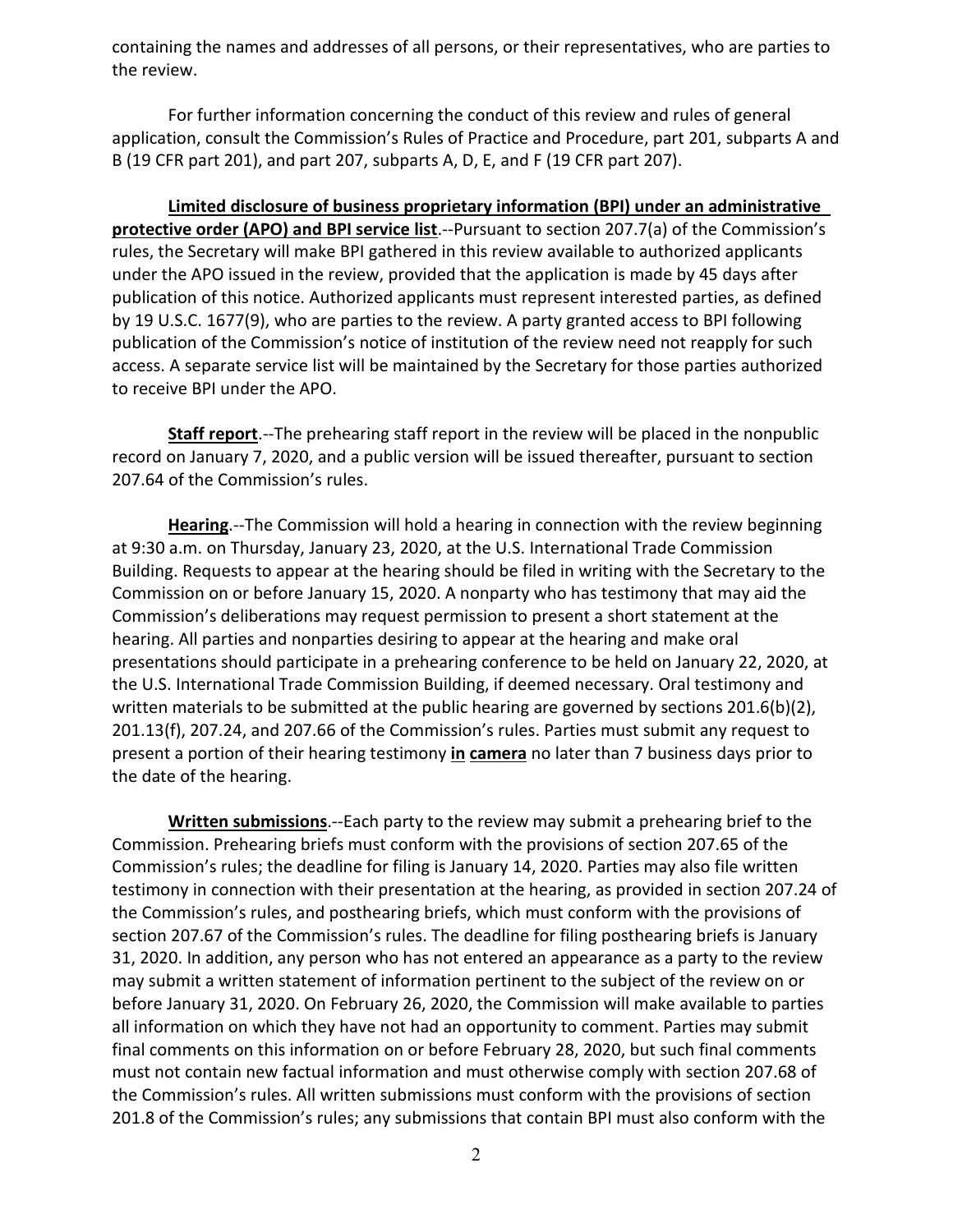containing the names and addresses of all persons, or their representatives, who are parties to the review.

For further information concerning the conduct of this review and rules of general application, consult the Commission's Rules of Practice and Procedure, part 201, subparts A and B (19 CFR part 201), and part 207, subparts A, D, E, and F (19 CFR part 207).

**Limited disclosure of business proprietary information (BPI) under an administrative protective order (APO) and BPI service list**.--Pursuant to section 207.7(a) of the Commission's rules, the Secretary will make BPI gathered in this review available to authorized applicants under the APO issued in the review, provided that the application is made by 45 days after publication of this notice. Authorized applicants must represent interested parties, as defined by 19 U.S.C. 1677(9), who are parties to the review. A party granted access to BPI following publication of the Commission's notice of institution of the review need not reapply for such access. A separate service list will be maintained by the Secretary for those parties authorized to receive BPI under the APO.

**Staff report**.--The prehearing staff report in the review will be placed in the nonpublic record on January 7, 2020, and a public version will be issued thereafter, pursuant to section 207.64 of the Commission's rules.

**Hearing**.--The Commission will hold a hearing in connection with the review beginning at 9:30 a.m. on Thursday, January 23, 2020, at the U.S. International Trade Commission Building. Requests to appear at the hearing should be filed in writing with the Secretary to the Commission on or before January 15, 2020. A nonparty who has testimony that may aid the Commission's deliberations may request permission to present a short statement at the hearing. All parties and nonparties desiring to appear at the hearing and make oral presentations should participate in a prehearing conference to be held on January 22, 2020, at the U.S. International Trade Commission Building, if deemed necessary. Oral testimony and written materials to be submitted at the public hearing are governed by sections 201.6(b)(2), 201.13(f), 207.24, and 207.66 of the Commission's rules. Parties must submit any request to present a portion of their hearing testimony **in camera** no later than 7 business days prior to the date of the hearing.

**Written submissions**.--Each party to the review may submit a prehearing brief to the Commission. Prehearing briefs must conform with the provisions of section 207.65 of the Commission's rules; the deadline for filing is January 14, 2020. Parties may also file written testimony in connection with their presentation at the hearing, as provided in section 207.24 of the Commission's rules, and posthearing briefs, which must conform with the provisions of section 207.67 of the Commission's rules. The deadline for filing posthearing briefs is January 31, 2020. In addition, any person who has not entered an appearance as a party to the review may submit a written statement of information pertinent to the subject of the review on or before January 31, 2020. On February 26, 2020, the Commission will make available to parties all information on which they have not had an opportunity to comment. Parties may submit final comments on this information on or before February 28, 2020, but such final comments must not contain new factual information and must otherwise comply with section 207.68 of the Commission's rules. All written submissions must conform with the provisions of section 201.8 of the Commission's rules; any submissions that contain BPI must also conform with the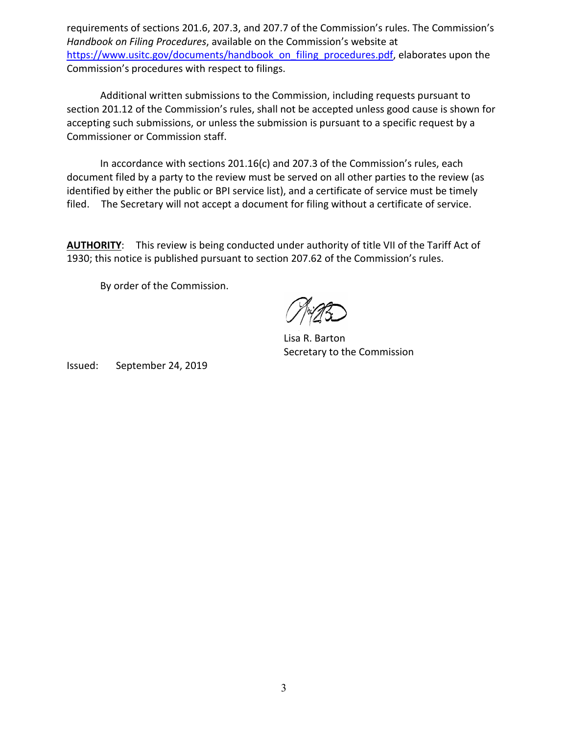requirements of sections 201.6, 207.3, and 207.7 of the Commission's rules. The Commission's *Handbook on Filing Procedures*, available on the Commission's website at https://www.usitc.gov/documents/handbook_on_filing_procedures.pdf, elaborates upon the Commission's procedures with respect to filings.

Additional written submissions to the Commission, including requests pursuant to section 201.12 of the Commission's rules, shall not be accepted unless good cause is shown for accepting such submissions, or unless the submission is pursuant to a specific request by a Commissioner or Commission staff.

In accordance with sections 201.16(c) and 207.3 of the Commission's rules, each document filed by a party to the review must be served on all other parties to the review (as identified by either the public or BPI service list), and a certificate of service must be timely filed. The Secretary will not accept a document for filing without a certificate of service.

**AUTHORITY**: This review is being conducted under authority of title VII of the Tariff Act of 1930; this notice is published pursuant to section 207.62 of the Commission's rules.

By order of the Commission.

Lisa R. Barton
Secretary to the Commission

Issued: September 24, 2019